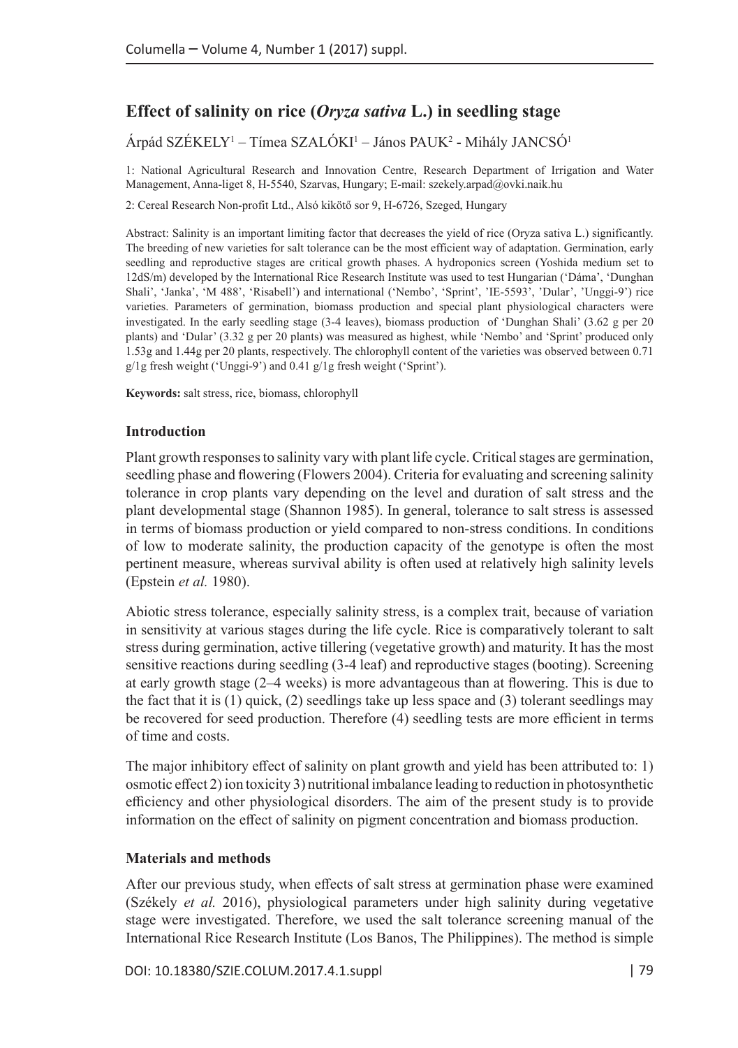# Effect of salinity on rice (*Oryza sativa* L.) in seedling stage

Árpád SZÉKELY[1] – Tímea SZALÓKI[1] – János PAUK[2] - Mihály JANCSÓ[1]

1: National Agricultural Research and Innovation Centre, Research Department of Irrigation and Water Management, Anna-liget 8, H-5540, Szarvas, Hungary; E-mail: szekely.arpad@ovki.naik.hu

2: Cereal Research Non-profit Ltd., Alsó kikötő sor 9, H-6726, Szeged, Hungary

Abstract: Salinity is an important limiting factor that decreases the yield of rice (Oryza sativa L.) significantly. The breeding of new varieties for salt tolerance can be the most efficient way of adaptation. Germination, early seedling and reproductive stages are critical growth phases. A hydroponics screen (Yoshida medium set to 12dS/m) developed by the International Rice Research Institute was used to test Hungarian ('Dáma', 'Dunghan Shali', 'Janka', 'M 488', 'Risabell') and international ('Nembo', 'Sprint', 'IE-5593', 'Dular', 'Unggi-9') rice varieties. Parameters of germination, biomass production and special plant physiological characters were investigated. In the early seedling stage (3-4 leaves), biomass production of 'Dunghan Shali' (3.62 g per 20 plants) and 'Dular' (3.32 g per 20 plants) was measured as highest, while 'Nembo' and 'Sprint' produced only 1.53g and 1.44g per 20 plants, respectively. The chlorophyll content of the varieties was observed between 0.71 g/1g fresh weight ('Unggi-9') and 0.41 g/1g fresh weight ('Sprint').

**Keywords:** salt stress, rice, biomass, chlorophyll

## Introduction

Plant growth responses to salinity vary with plant life cycle. Critical stages are germination, seedling phase and flowering (Flowers 2004). Criteria for evaluating and screening salinity tolerance in crop plants vary depending on the level and duration of salt stress and the plant developmental stage (Shannon 1985). In general, tolerance to salt stress is assessed in terms of biomass production or yield compared to non-stress conditions. In conditions of low to moderate salinity, the production capacity of the genotype is often the most pertinent measure, whereas survival ability is often used at relatively high salinity levels (Epstein *et al.* 1980).

Abiotic stress tolerance, especially salinity stress, is a complex trait, because of variation in sensitivity at various stages during the life cycle. Rice is comparatively tolerant to salt stress during germination, active tillering (vegetative growth) and maturity. It has the most sensitive reactions during seedling (3-4 leaf) and reproductive stages (booting). Screening at early growth stage (2–4 weeks) is more advantageous than at flowering. This is due to the fact that it is (1) quick, (2) seedlings take up less space and (3) tolerant seedlings may be recovered for seed production. Therefore (4) seedling tests are more efficient in terms of time and costs.

The major inhibitory effect of salinity on plant growth and yield has been attributed to: 1) osmotic effect 2) ion toxicity 3) nutritional imbalance leading to reduction in photosynthetic efficiency and other physiological disorders. The aim of the present study is to provide information on the effect of salinity on pigment concentration and biomass production.

## Materials and methods

After our previous study, when effects of salt stress at germination phase were examined (Székely *et al.* 2016), physiological parameters under high salinity during vegetative stage were investigated. Therefore, we used the salt tolerance screening manual of the International Rice Research Institute (Los Banos, The Philippines). The method is simple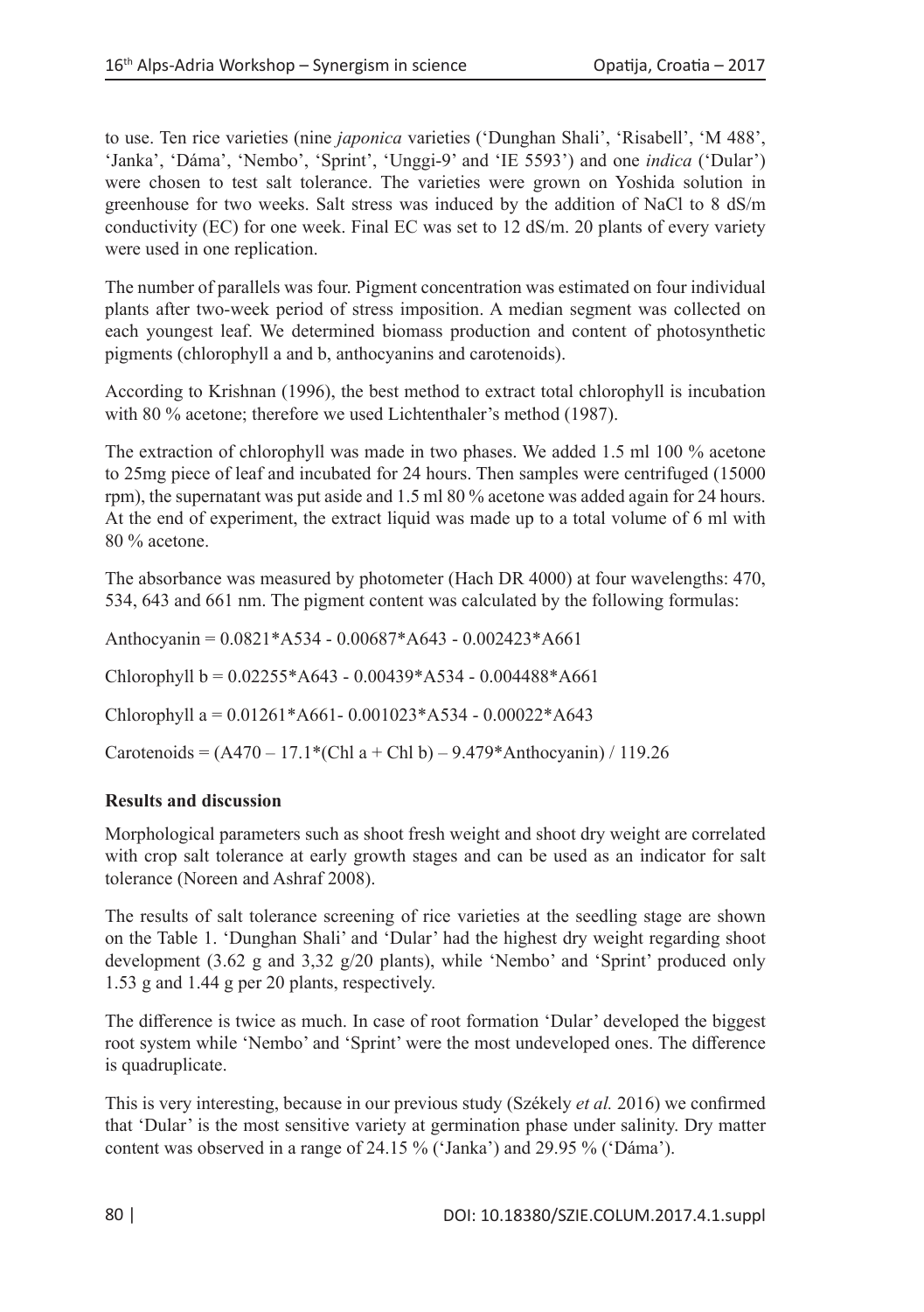to use. Ten rice varieties (nine *japonica* varieties ('Dunghan Shali', 'Risabell', 'M 488', 'Janka', 'Dáma', 'Nembo', 'Sprint', 'Unggi-9' and 'IE 5593') and one *indica* ('Dular') were chosen to test salt tolerance. The varieties were grown on Yoshida solution in greenhouse for two weeks. Salt stress was induced by the addition of NaCl to 8 dS/m conductivity (EC) for one week. Final EC was set to 12 dS/m. 20 plants of every variety were used in one replication.

The number of parallels was four. Pigment concentration was estimated on four individual plants after two-week period of stress imposition. A median segment was collected on each youngest leaf. We determined biomass production and content of photosynthetic pigments (chlorophyll a and b, anthocyanins and carotenoids).

According to Krishnan (1996), the best method to extract total chlorophyll is incubation with 80 % acetone; therefore we used Lichtenthaler's method (1987).

The extraction of chlorophyll was made in two phases. We added 1.5 ml 100 % acetone to 25mg piece of leaf and incubated for 24 hours. Then samples were centrifuged (15000 rpm), the supernatant was put aside and 1.5 ml 80 % acetone was added again for 24 hours. At the end of experiment, the extract liquid was made up to a total volume of 6 ml with 80 % acetone.

The absorbance was measured by photometer (Hach DR 4000) at four wavelengths: 470, 534, 643 and 661 nm. The pigment content was calculated by the following formulas:

$$\text{Anthocyanin} = 0.0821 \cdot A534 - 0.00687 \cdot A643 - 0.002423 \cdot A661$$

$$\text{Chlorophyll b} = 0.02255 \cdot A643 - 0.00439 \cdot A534 - 0.004488 \cdot A661$$

$$\text{Chlorophyll a} = 0.01261 \cdot A661 - 0.001023 \cdot A534 - 0.00022 \cdot A643$$

$$\text{Carotenoids} = (A470 - 17.1 \cdot (\text{Chl a} + \text{Chl b}) - 9.479 \cdot \text{Anthocyanin}) / 119.26$$

**Results and discussion**

Morphological parameters such as shoot fresh weight and shoot dry weight are correlated with crop salt tolerance at early growth stages and can be used as an indicator for salt tolerance (Noreen and Ashraf 2008).

The results of salt tolerance screening of rice varieties at the seedling stage are shown on the Table 1. 'Dunghan Shali' and 'Dular' had the highest dry weight regarding shoot development (3.62 g and 3,32 g/20 plants), while 'Nembo' and 'Sprint' produced only 1.53 g and 1.44 g per 20 plants, respectively.

The difference is twice as much. In case of root formation 'Dular' developed the biggest root system while 'Nembo' and 'Sprint' were the most undeveloped ones. The difference is quadruplicate.

This is very interesting, because in our previous study (Székely *et al.* 2016) we confirmed that 'Dular' is the most sensitive variety at germination phase under salinity. Dry matter content was observed in a range of 24.15 % ('Janka') and 29.95 % ('Dáma').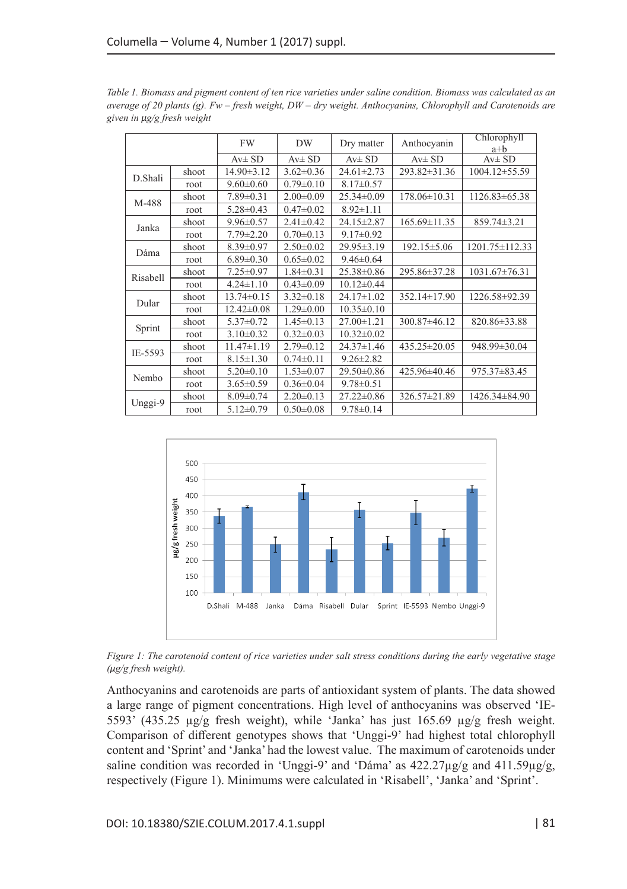*Table 1. Biomass and pigment content of ten rice varieties under saline condition. Biomass was calculated as an average of 20 plants (g). Fw – fresh weight, DW – dry weight. Anthocyanins, Chlorophyll and Carotenoids are given in µg/g fresh weight*

| | | FW | DW | Dry matter | Anthocyanin | Chlorophyll a+b |
|---|---|---|---|---|---|---|
| | | Av± SD | Av± SD | Av± SD | Av± SD | Av± SD |
| D.Shali | shoot | 14.90±3.12 | 3.62±0.36 | 24.61±2.73 | 293.82±31.36 | 1004.12±55.59 |
| | root | 9.60±0.60 | 0.79±0.10 | 8.17±0.57 | | |
| M-488 | shoot | 7.89±0.31 | 2.00±0.09 | 25.34±0.09 | 178.06±10.31 | 1126.83±65.38 |
| | root | 5.28±0.43 | 0.47±0.02 | 8.92±1.11 | | |
| Janka | shoot | 9.96±0.57 | 2.41±0.42 | 24.15±2.87 | 165.69±11.35 | 859.74±3.21 |
| | root | 7.79±2.20 | 0.70±0.13 | 9.17±0.92 | | |
| Dáma | shoot | 8.39±0.97 | 2.50±0.02 | 29.95±3.19 | 192.15±5.06 | 1201.75±112.33 |
| | root | 6.89±0.30 | 0.65±0.02 | 9.46±0.64 | | |
| Risabell | shoot | 7.25±0.97 | 1.84±0.31 | 25.38±0.86 | 295.86±37.28 | 1031.67±76.31 |
| | root | 4.24±1.10 | 0.43±0.09 | 10.12±0.44 | | |
| Dular | shoot | 13.74±0.15 | 3.32±0.18 | 24.17±1.02 | 352.14±17.90 | 1226.58±92.39 |
| | root | 12.42±0.08 | 1.29±0.00 | 10.35±0.10 | | |
| Sprint | shoot | 5.37±0.72 | 1.45±0.13 | 27.00±1.21 | 300.87±46.12 | 820.86±33.88 |
| | root | 3.10±0.32 | 0.32±0.03 | 10.32±0.02 | | |
| IE-5593 | shoot | 11.47±1.19 | 2.79±0.12 | 24.37±1.46 | 435.25±20.05 | 948.99±30.04 |
| | root | 8.15±1.30 | 0.74±0.11 | 9.26±2.82 | | |
| Nembo | shoot | 5.20±0.10 | 1.53±0.07 | 29.50±0.86 | 425.96±40.46 | 975.37±83.45 |
| | root | 3.65±0.59 | 0.36±0.04 | 9.78±0.51 | | |
| Unggi-9 | shoot | 8.09±0.74 | 2.20±0.13 | 27.22±0.86 | 326.57±21.89 | 1426.34±84.90 |
| | root | 5.12±0.79 | 0.50±0.08 | 9.78±0.14 | | |

*Figure 1: The carotenoid content of rice varieties under salt stress conditions during the early vegetative stage (µg/g fresh weight).*

Anthocyanins and carotenoids are parts of antioxidant system of plants. The data showed a large range of pigment concentrations. High level of anthocyanins was observed 'IE-5593' (435.25 µg/g fresh weight), while 'Janka' has just 165.69 µg/g fresh weight. Comparison of different genotypes shows that 'Unggi-9' had highest total chlorophyll content and 'Sprint' and 'Janka' had the lowest value. The maximum of carotenoids under saline condition was recorded in 'Unggi-9' and 'Dáma' as 422.27µg/g and 411.59µg/g, respectively (Figure 1). Minimums were calculated in 'Risabell', 'Janka' and 'Sprint'.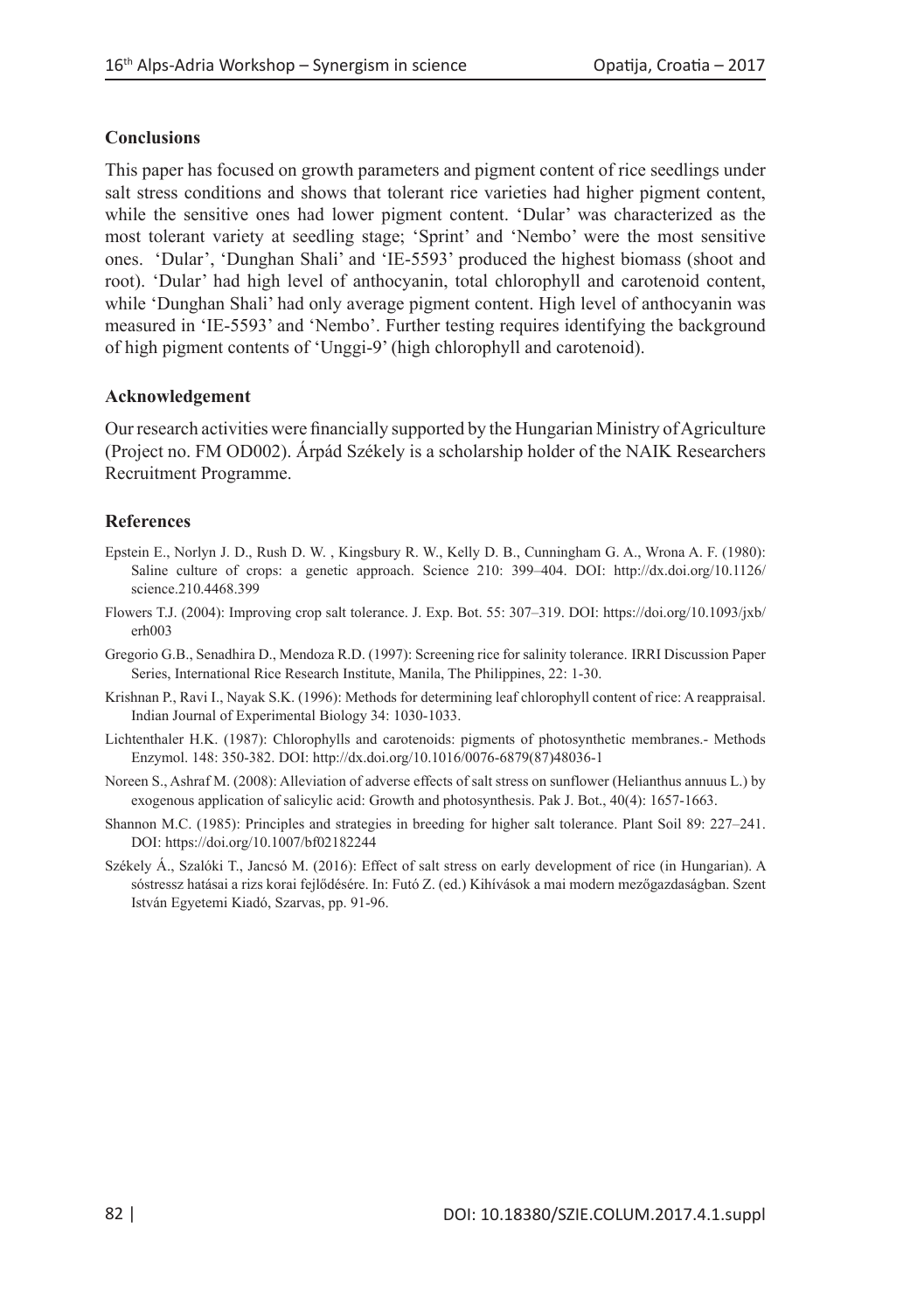## Conclusions

This paper has focused on growth parameters and pigment content of rice seedlings under salt stress conditions and shows that tolerant rice varieties had higher pigment content, while the sensitive ones had lower pigment content. 'Dular' was characterized as the most tolerant variety at seedling stage; 'Sprint' and 'Nembo' were the most sensitive ones. 'Dular', 'Dunghan Shali' and 'IE-5593' produced the highest biomass (shoot and root). 'Dular' had high level of anthocyanin, total chlorophyll and carotenoid content, while 'Dunghan Shali' had only average pigment content. High level of anthocyanin was measured in 'IE-5593' and 'Nembo'. Further testing requires identifying the background of high pigment contents of 'Unggi-9' (high chlorophyll and carotenoid).

## Acknowledgement

Our research activities were financially supported by the Hungarian Ministry of Agriculture (Project no. FM OD002). Árpád Székely is a scholarship holder of the NAIK Researchers Recruitment Programme.

## References

Epstein E., Norlyn J. D., Rush D. W. , Kingsbury R. W., Kelly D. B., Cunningham G. A., Wrona A. F. (1980): Saline culture of crops: a genetic approach. Science 210: 399–404. DOI: http://dx.doi.org/10.1126/science.210.4468.399

Flowers T.J. (2004): Improving crop salt tolerance. J. Exp. Bot. 55: 307–319. DOI: https://doi.org/10.1093/jxb/erh003

Gregorio G.B., Senadhira D., Mendoza R.D. (1997): Screening rice for salinity tolerance. IRRI Discussion Paper Series, International Rice Research Institute, Manila, The Philippines, 22: 1-30.

Krishnan P., Ravi I., Nayak S.K. (1996): Methods for determining leaf chlorophyll content of rice: A reappraisal. Indian Journal of Experimental Biology 34: 1030-1033.

Lichtenthaler H.K. (1987): Chlorophylls and carotenoids: pigments of photosynthetic membranes.- Methods Enzymol. 148: 350-382. DOI: http://dx.doi.org/10.1016/0076-6879(87)48036-1

Noreen S., Ashraf M. (2008): Alleviation of adverse effects of salt stress on sunflower (Helianthus annuus L.) by exogenous application of salicylic acid: Growth and photosynthesis. Pak J. Bot., 40(4): 1657-1663.

Shannon M.C. (1985): Principles and strategies in breeding for higher salt tolerance. Plant Soil 89: 227–241. DOI: https://doi.org/10.1007/bf02182244

Székely Á., Szalóki T., Jancsó M. (2016): Effect of salt stress on early development of rice (in Hungarian). A sóstressz hatásai a rizs korai fejlődésére. In: Futó Z. (ed.) Kihívások a mai modern mezőgazdaságban. Szent István Egyetemi Kiadó, Szarvas, pp. 91-96.